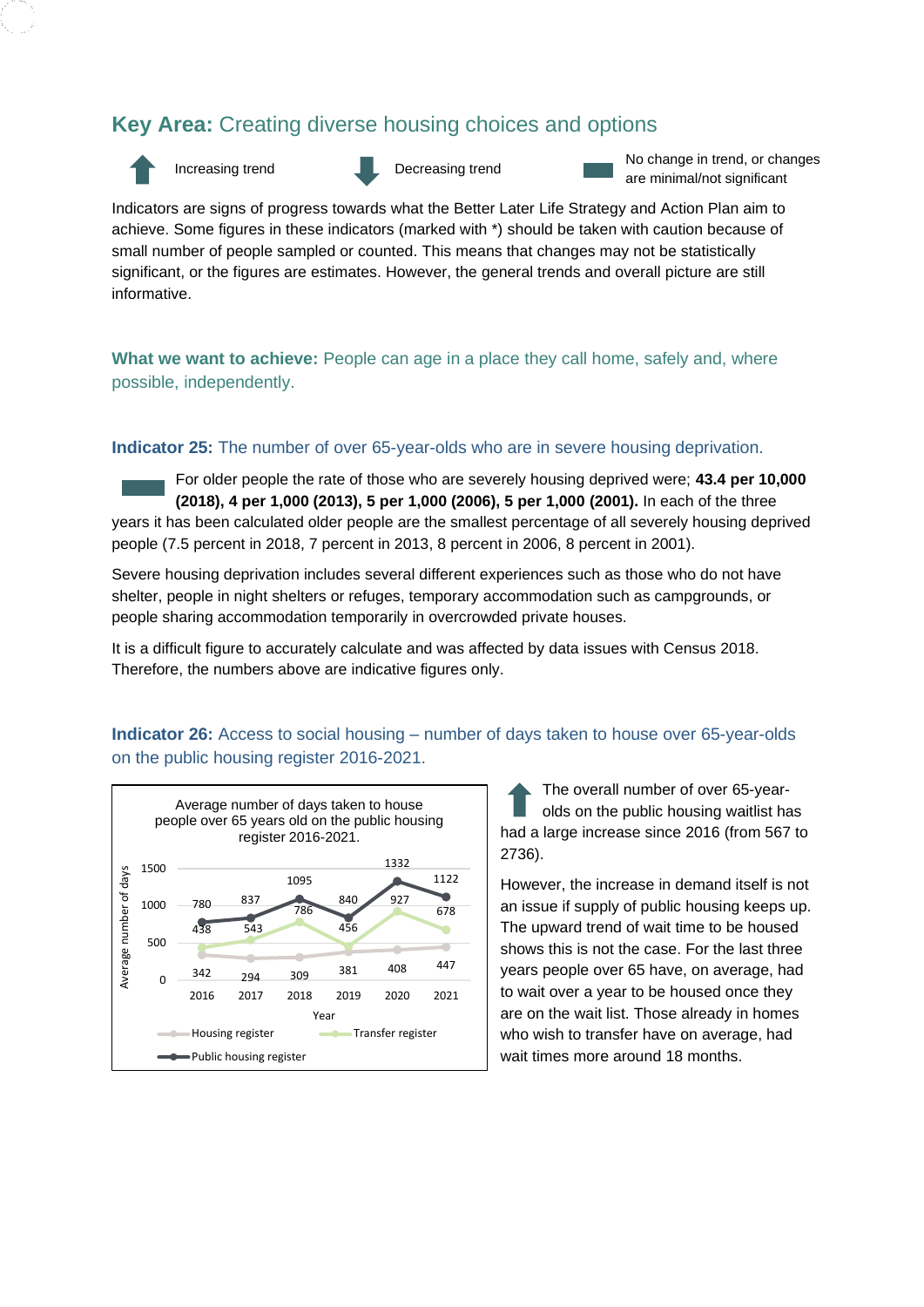## Key Area: Creating diverse housing choices and options

Increasing trend | Decreasing trend | No change in trend, or changes are minimal/not significant

Indicators are signs of progress towards what the Better Later Life Strategy and Action Plan aim to achieve. Some figures in these indicators (marked with *) should be taken with caution because of small number of people sampled or counted. This means that changes may not be statistically significant, or the figures are estimates. However, the general trends and overall picture are still informative.

### What we want to achieve: People can age in a place they call home, safely and, where possible, independently.

### Indicator 25: The number of over 65-year-olds who are in severe housing deprivation.

For older people the rate of those who are severely housing deprived were; **43.4 per 10,000 (2018), 4 per 1,000 (2013), 5 per 1,000 (2006), 5 per 1,000 (2001).** In each of the three years it has been calculated older people are the smallest percentage of all severely housing deprived people (7.5 percent in 2018, 7 percent in 2013, 8 percent in 2006, 8 percent in 2001).

Severe housing deprivation includes several different experiences such as those who do not have shelter, people in night shelters or refuges, temporary accommodation such as campgrounds, or people sharing accommodation temporarily in overcrowded private houses.

It is a difficult figure to accurately calculate and was affected by data issues with Census 2018. Therefore, the numbers above are indicative figures only.

### Indicator 26: Access to social housing – number of days taken to house over 65-year-olds on the public housing register 2016-2021.

Average number of days taken to house people over 65 years old on the public housing register 2016-2021.

| Year | Housing register | Transfer register | Public housing register |
|---|---|---|---|
| 2016 | 342 | 438 | 780 |
| 2017 | 294 | 543 | 837 |
| 2018 | 309 | 786 | 1095 |
| 2019 | 381 | 456 | 840 |
| 2020 | 408 | 927 | 1332 |
| 2021 | 447 | 678 | 1122 |

The overall number of over 65-year-olds on the public housing waitlist has had a large increase since 2016 (from 567 to 2736).

However, the increase in demand itself is not an issue if supply of public housing keeps up. The upward trend of wait time to be housed shows this is not the case. For the last three years people over 65 have, on average, had to wait over a year to be housed once they are on the wait list. Those already in homes who wish to transfer have on average, had wait times more around 18 months.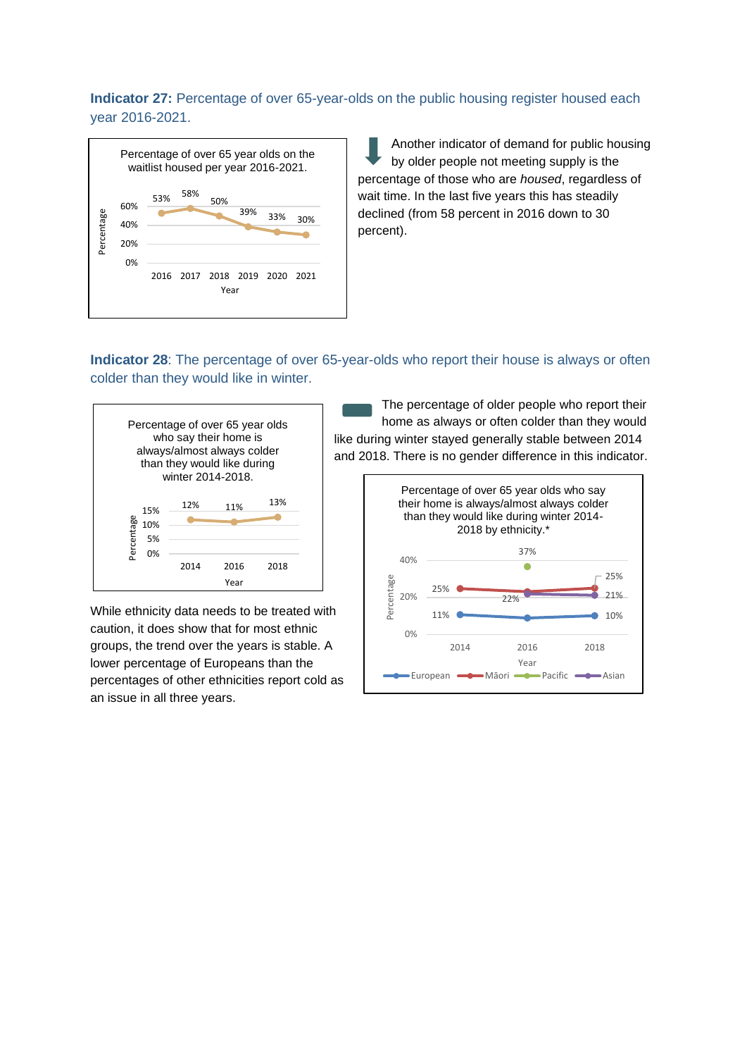**Indicator 27:** Percentage of over 65-year-olds on the public housing register housed each year 2016-2021.

Percentage of over 65 year olds on the waitlist housed per year 2016-2021.

| Year | 2016 | 2017 | 2018 | 2019 | 2020 | 2021 |
|---|---|---|---|---|---|---|
| Percentage | 53% | 58% | 50% | 39% | 33% | 30% |

Another indicator of demand for public housing by older people not meeting supply is the percentage of those who are *housed*, regardless of wait time. In the last five years this has steadily declined (from 58 percent in 2016 down to 30 percent).

**Indicator 28**: The percentage of over 65-year-olds who report their house is always or often colder than they would like in winter.

Percentage of over 65 year olds who say their home is always/almost always colder than they would like during winter 2014-2018.

| Year | 2014 | 2016 | 2018 |
|---|---|---|---|
| Percentage | 12% | 11% | 13% |

The percentage of older people who report their home as always or often colder than they would like during winter stayed generally stable between 2014 and 2018. There is no gender difference in this indicator.

Percentage of over 65 year olds who say their home is always/almost always colder than they would like during winter 2014-2018 by ethnicity.*

| Ethnicity | 2014 | 2016 | 2018 |
|---|---|---|---|
| European | 11% | | 10% |
| Māori | 25% | | 25% |
| Pacific | | 37% | |
| Asian | | 22% | 21% |

While ethnicity data needs to be treated with caution, it does show that for most ethnic groups, the trend over the years is stable. A lower percentage of Europeans than the percentages of other ethnicities report cold as an issue in all three years.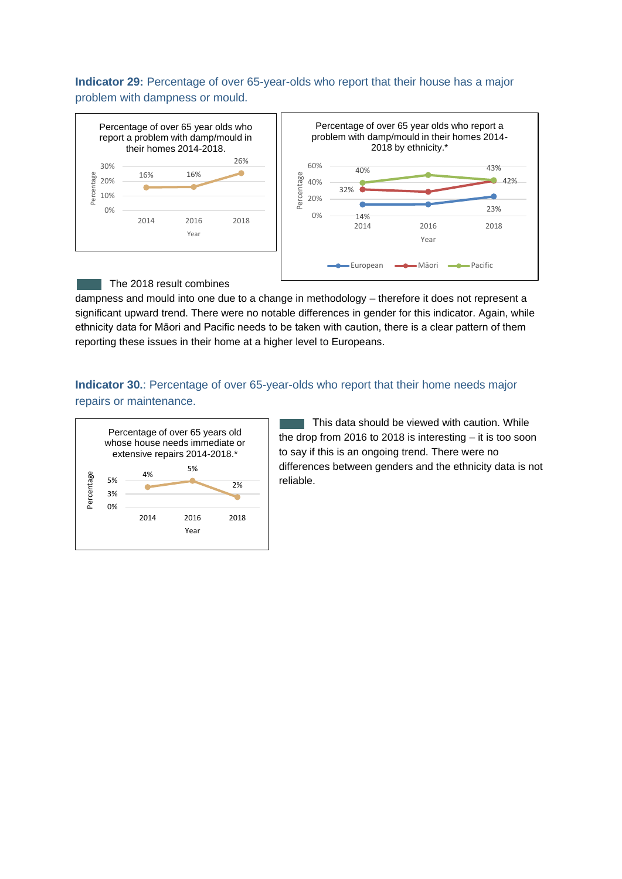**Indicator 29:** Percentage of over 65-year-olds who report that their house has a major problem with dampness or mould.

Percentage of over 65 year olds who report a problem with damp/mould in their homes 2014-2018.

| Year | Percentage |
|---|---|
| 2014 | 16% |
| 2016 | 16% |
| 2018 | 26% |

Percentage of over 65 year olds who report a problem with damp/mould in their homes 2014-2018 by ethnicity.*

| Year | European | Māori | Pacific |
|---|---|---|---|
| 2014 | 14% | 32% | 40% |
| 2016 | | | |
| 2018 | 23% | 42% | 43% |

The 2018 result combines dampness and mould into one due to a change in methodology – therefore it does not represent a significant upward trend. There were no notable differences in gender for this indicator. Again, while ethnicity data for Māori and Pacific needs to be taken with caution, there is a clear pattern of them reporting these issues in their home at a higher level to Europeans.

**Indicator 30.**: Percentage of over 65-year-olds who report that their home needs major repairs or maintenance.

Percentage of over 65 years old whose house needs immediate or extensive repairs 2014-2018.*

| Year | Percentage |
|---|---|
| 2014 | 4% |
| 2016 | 5% |
| 2018 | 2% |

This data should be viewed with caution. While the drop from 2016 to 2018 is interesting – it is too soon to say if this is an ongoing trend. There were no differences between genders and the ethnicity data is not reliable.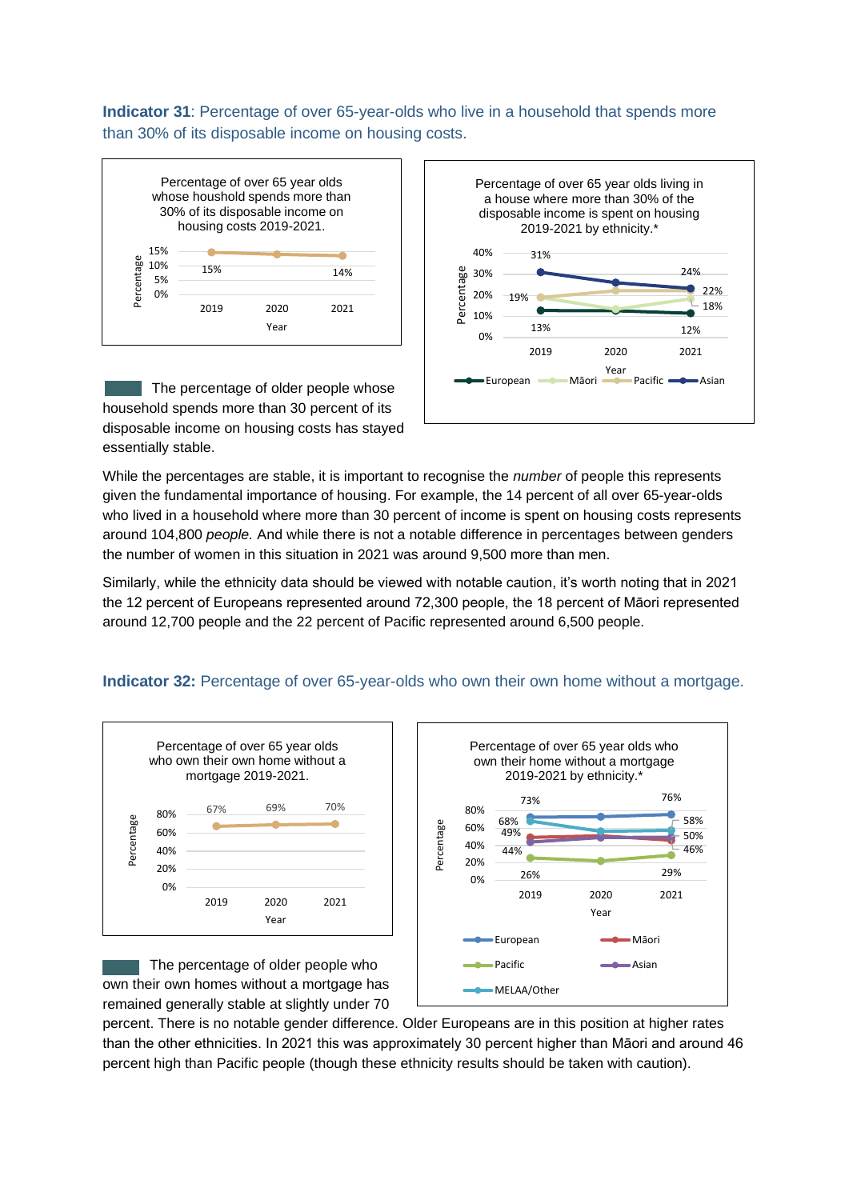**Indicator 31**: Percentage of over 65-year-olds who live in a household that spends more than 30% of its disposable income on housing costs.

Percentage of over 65 year olds whose houshold spends more than 30% of its disposable income on housing costs 2019-2021.

| Year | Percentage |
|---|---|
| 2019 | 15% |
| 2020 | |
| 2021 | 14% |

Percentage of over 65 year olds living in a house where more than 30% of the disposable income is spent on housing 2019-2021 by ethnicity.*

| Year | European | Māori | Pacific | Asian |
|---|---|---|---|---|
| 2019 | 13% | | 19% | 31% |
| 2020 | | | | |
| 2021 | 12% | 18% | 22% | 24% |

The percentage of older people whose household spends more than 30 percent of its disposable income on housing costs has stayed essentially stable.

While the percentages are stable, it is important to recognise the *number* of people this represents given the fundamental importance of housing. For example, the 14 percent of all over 65-year-olds who lived in a household where more than 30 percent of income is spent on housing costs represents around 104,800 *people.* And while there is not a notable difference in percentages between genders the number of women in this situation in 2021 was around 9,500 more than men.

Similarly, while the ethnicity data should be viewed with notable caution, it's worth noting that in 2021 the 12 percent of Europeans represented around 72,300 people, the 18 percent of Māori represented around 12,700 people and the 22 percent of Pacific represented around 6,500 people.

**Indicator 32:** Percentage of over 65-year-olds who own their own home without a mortgage.

Percentage of over 65 year olds who own their own home without a mortgage 2019-2021.

| Year | Percentage |
|---|---|
| 2019 | 67% |
| 2020 | 69% |
| 2021 | 70% |

Percentage of over 65 year olds who own their home without a mortgage 2019-2021 by ethnicity.*

| Year | European | Māori | Pacific | Asian | MELAA/Other |
|---|---|---|---|---|---|
| 2019 | 73% | 49% | 26% | 44% | 68% |
| 2020 | | | | | |
| 2021 | 76% | 46% | 29% | 50% | 58% |

The percentage of older people who own their own homes without a mortgage has remained generally stable at slightly under 70 percent. There is no notable gender difference. Older Europeans are in this position at higher rates than the other ethnicities. In 2021 this was approximately 30 percent higher than Māori and around 46 percent high than Pacific people (though these ethnicity results should be taken with caution).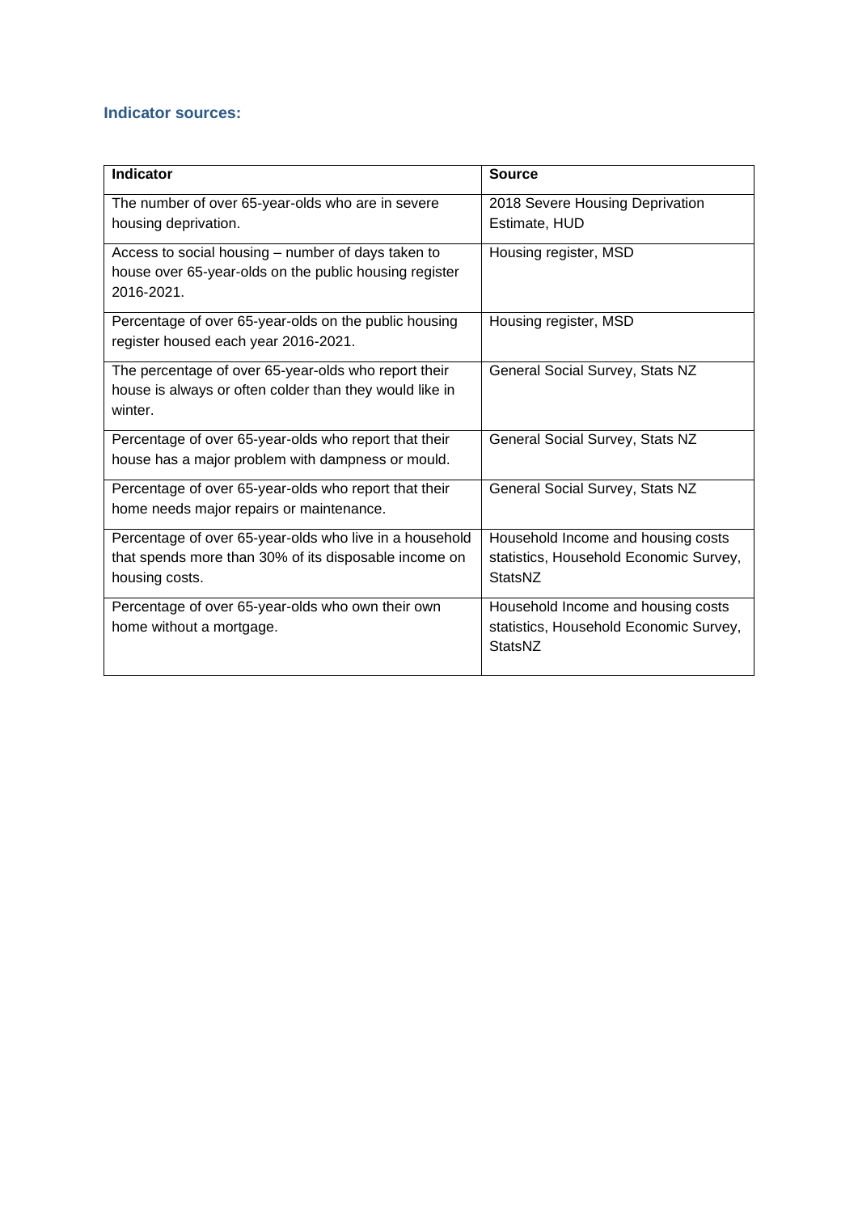### Indicator sources:

| Indicator | Source |
|---|---|
| The number of over 65-year-olds who are in severe housing deprivation. | 2018 Severe Housing Deprivation Estimate, HUD |
| Access to social housing – number of days taken to house over 65-year-olds on the public housing register 2016-2021. | Housing register, MSD |
| Percentage of over 65-year-olds on the public housing register housed each year 2016-2021. | Housing register, MSD |
| The percentage of over 65-year-olds who report their house is always or often colder than they would like in winter. | General Social Survey, Stats NZ |
| Percentage of over 65-year-olds who report that their house has a major problem with dampness or mould. | General Social Survey, Stats NZ |
| Percentage of over 65-year-olds who report that their home needs major repairs or maintenance. | General Social Survey, Stats NZ |
| Percentage of over 65-year-olds who live in a household that spends more than 30% of its disposable income on housing costs. | Household Income and housing costs statistics, Household Economic Survey, StatsNZ |
| Percentage of over 65-year-olds who own their own home without a mortgage. | Household Income and housing costs statistics, Household Economic Survey, StatsNZ |